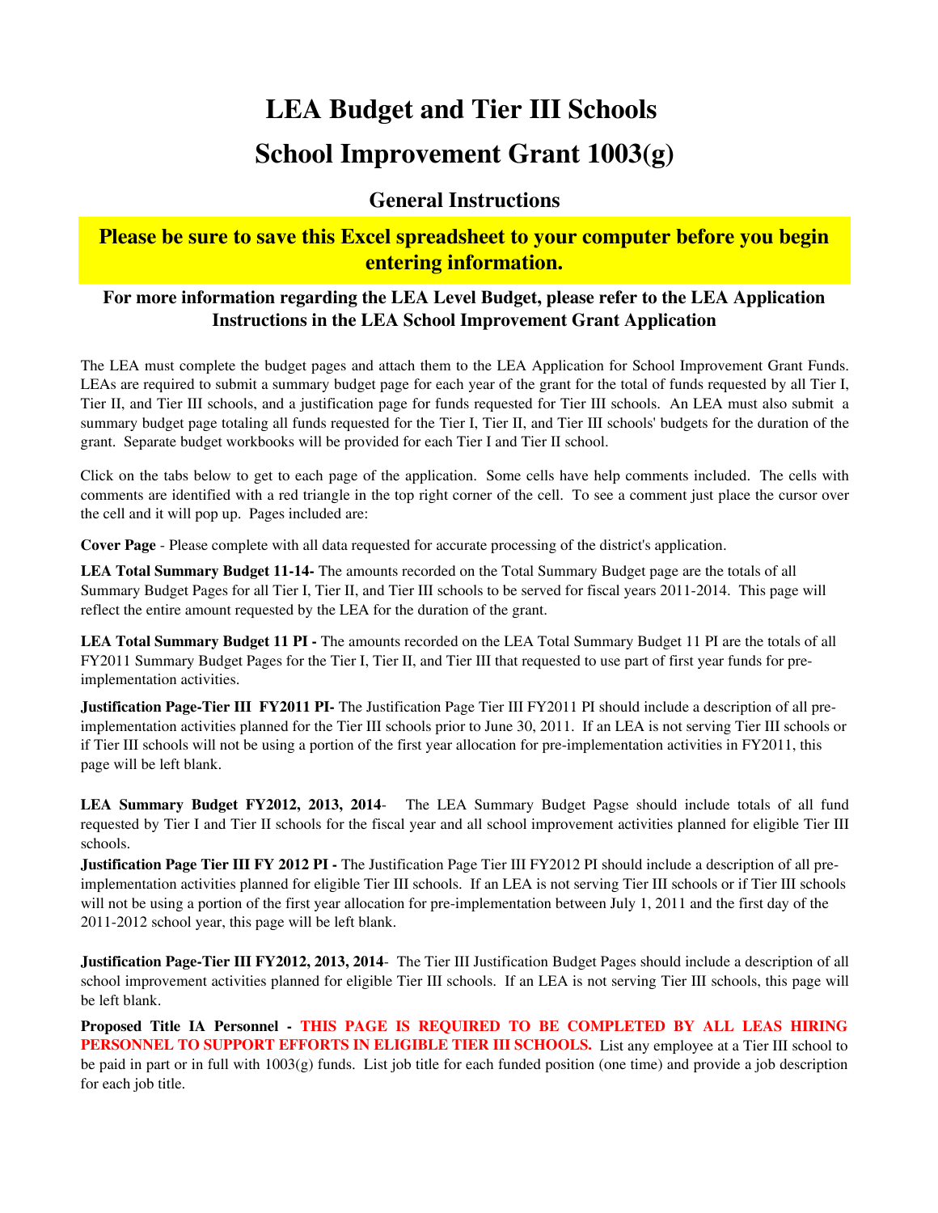# LEA Budget and Tier III Schools

# School Improvement Grant 1003(g)

## General Instructions

**Please be sure to save this Excel spreadsheet to your computer before you begin entering information.**

**For more information regarding the LEA Level Budget, please refer to the LEA Application Instructions in the LEA School Improvement Grant Application**

The LEA must complete the budget pages and attach them to the LEA Application for School Improvement Grant Funds. LEAs are required to submit a summary budget page for each year of the grant for the total of funds requested by all Tier I, Tier II, and Tier III schools, and a justification page for funds requested for Tier III schools. An LEA must also submit a summary budget page totaling all funds requested for the Tier I, Tier II, and Tier III schools' budgets for the duration of the grant. Separate budget workbooks will be provided for each Tier I and Tier II school.

Click on the tabs below to get to each page of the application. Some cells have help comments included. The cells with comments are identified with a red triangle in the top right corner of the cell. To see a comment just place the cursor over the cell and it will pop up. Pages included are:

**Cover Page** - Please complete with all data requested for accurate processing of the district's application.

**LEA Total Summary Budget 11-14-** The amounts recorded on the Total Summary Budget page are the totals of all Summary Budget Pages for all Tier I, Tier II, and Tier III schools to be served for fiscal years 2011-2014. This page will reflect the entire amount requested by the LEA for the duration of the grant.

**LEA Total Summary Budget 11 PI -** The amounts recorded on the LEA Total Summary Budget 11 PI are the totals of all FY2011 Summary Budget Pages for the Tier I, Tier II, and Tier III that requested to use part of first year funds for pre-implementation activities.

**Justification Page-Tier III FY2011 PI-** The Justification Page Tier III FY2011 PI should include a description of all pre-implementation activities planned for the Tier III schools prior to June 30, 2011. If an LEA is not serving Tier III schools or if Tier III schools will not be using a portion of the first year allocation for pre-implementation activities in FY2011, this page will be left blank.

**LEA Summary Budget FY2012, 2013, 2014**- The LEA Summary Budget Pagse should include totals of all fund requested by Tier I and Tier II schools for the fiscal year and all school improvement activities planned for eligible Tier III schools.

**Justification Page Tier III FY 2012 PI -** The Justification Page Tier III FY2012 PI should include a description of all pre-implementation activities planned for eligible Tier III schools. If an LEA is not serving Tier III schools or if Tier III schools will not be using a portion of the first year allocation for pre-implementation between July 1, 2011 and the first day of the 2011-2012 school year, this page will be left blank.

**Justification Page-Tier III FY2012, 2013, 2014**- The Tier III Justification Budget Pages should include a description of all school improvement activities planned for eligible Tier III schools. If an LEA is not serving Tier III schools, this page will be left blank.

**Proposed Title IA Personnel - THIS PAGE IS REQUIRED TO BE COMPLETED BY ALL LEAS HIRING PERSONNEL TO SUPPORT EFFORTS IN ELIGIBLE TIER III SCHOOLS.** List any employee at a Tier III school to be paid in part or in full with 1003(g) funds. List job title for each funded position (one time) and provide a job description for each job title.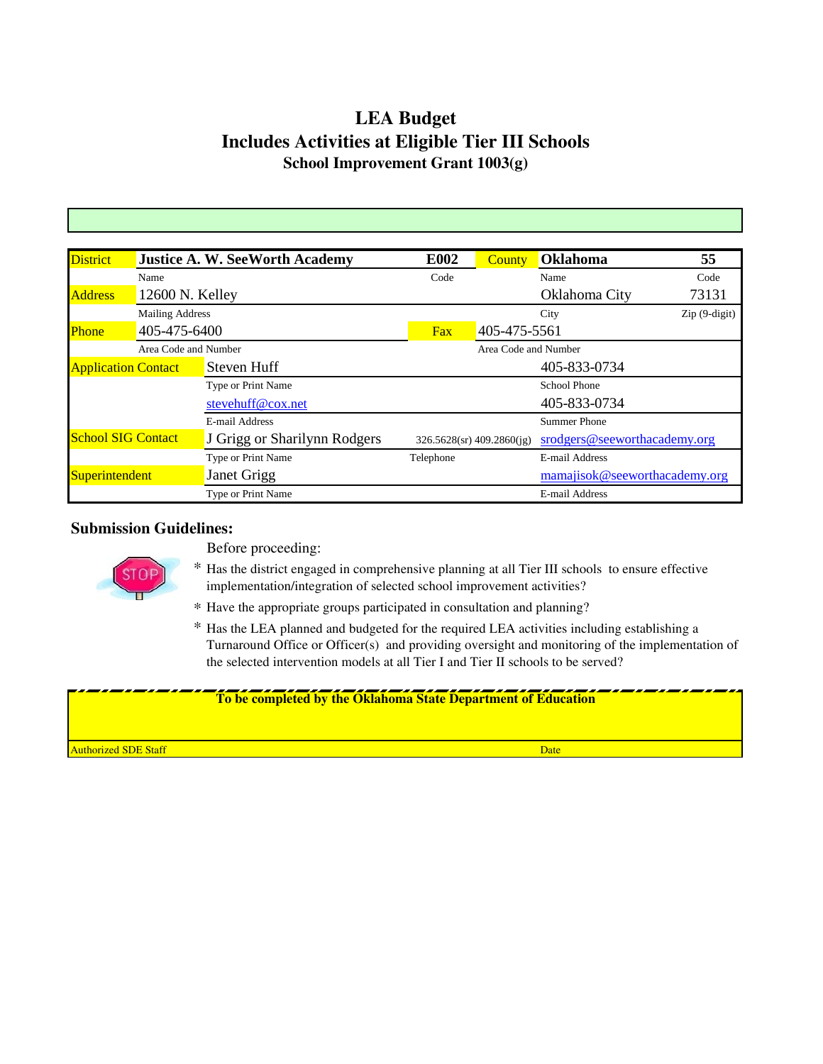# LEA Budget
## Includes Activities at Eligible Tier III Schools
### School Improvement Grant 1003(g)

| | | | | | |
|---|---|---|---|---|---|
| District | Justice A. W. SeeWorth Academy | E002 | County | Oklahoma | 55 |
| | Name | Code | | Name | Code |
| Address | 12600 N. Kelley | | | Oklahoma City | 73131 |
| | Mailing Address | | | City | Zip (9-digit) |
| Phone | 405-475-6400 | Fax | 405-475-5561 | | |
| | Area Code and Number | | Area Code and Number | | |
| Application Contact | Steven Huff | | | 405-833-0734 | |
| | Type or Print Name | | | School Phone | |
| | stevehuff@cox.net | | | 405-833-0734 | |
| | E-mail Address | | | Summer Phone | |
| School SIG Contact | J Grigg or Sharilynn Rodgers | 326.5628(sr) 409.2860(jg) | | srodgers@seeworthacademy.org | |
| | Type or Print Name | Telephone | | E-mail Address | |
| Superintendent | Janet Grigg | | | mamajisok@seeworthacademy.org | |
| | Type or Print Name | | | E-mail Address | |

**Submission Guidelines:**

Before proceeding:

* Has the district engaged in comprehensive planning at all Tier III schools to ensure effective implementation/integration of selected school improvement activities?
* Have the appropriate groups participated in consultation and planning?
* Has the LEA planned and budgeted for the required LEA activities including establishing a Turnaround Office or Officer(s) and providing oversight and monitoring of the implementation of the selected intervention models at all Tier I and Tier II schools to be served?

**To be completed by the Oklahoma State Department of Education**

| Authorized SDE Staff | Date |
|---|---|
| | |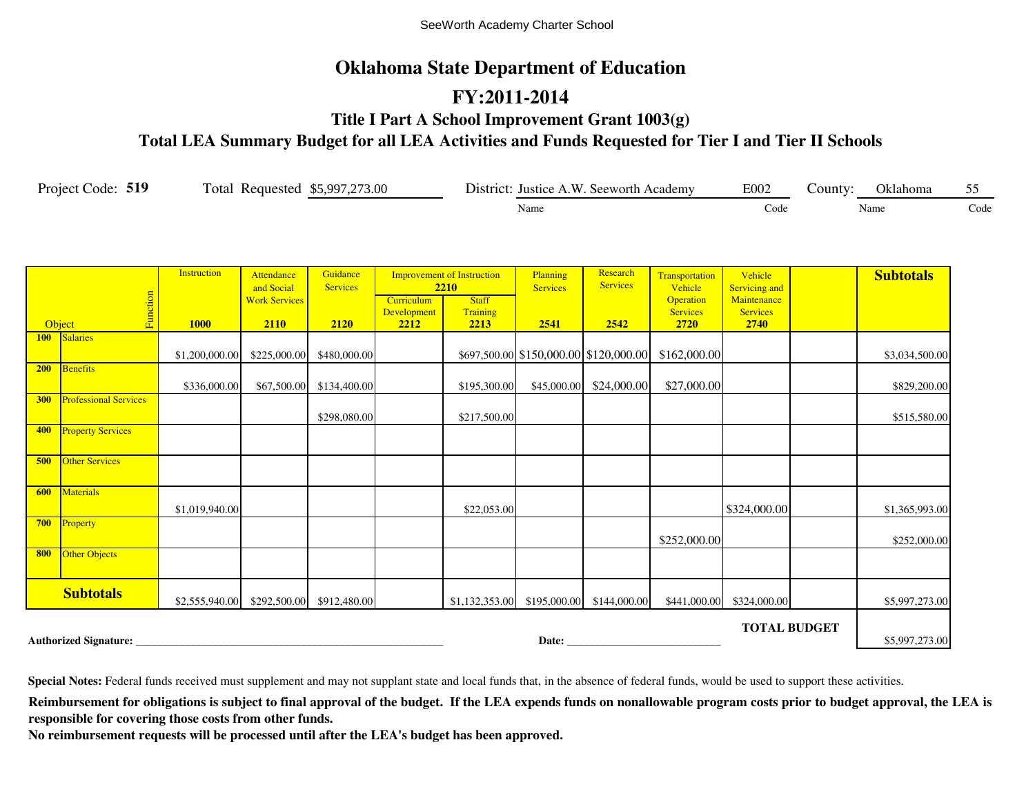SeeWorth Academy Charter School

# Oklahoma State Department of Education

## FY:2011-2014

### Title I Part A School Improvement Grant 1003(g)

### Total LEA Summary Budget for all LEA Activities and Funds Requested for Tier I and Tier II Schools

Project Code: **519** Total Requested $5,997,273.00 District: Justice A.W. Seeworth Academy (Name) E002 (Code) County: Oklahoma (Name) 55 (Code)

| Object | Function | Instruction 1000 | Attendance and Social Work Services 2110 | Guidance Services 2120 | Improvement of Instruction 2210: Curriculum Development 2212 | Improvement of Instruction 2210: Staff Training 2213 | Planning Services 2541 | Research Services 2542 | Transportation Vehicle Operation Services 2720 | Vehicle Servicing and Maintenance Services 2740 | | Subtotals |
|---|---|---|---|---|---|---|---|---|---|---|---|---|
| 100 | Salaries | $1,200,000.00 | $225,000.00 | $480,000.00 | | $697,500.00 | $150,000.00 | $120,000.00 | $162,000.00 | | | $3,034,500.00 |
| 200 | Benefits | $336,000.00 | $67,500.00 | $134,400.00 | | $195,300.00 | $45,000.00 | $24,000.00 | $27,000.00 | | | $829,200.00 |
| 300 | Professional Services | | | $298,080.00 | | $217,500.00 | | | | | | $515,580.00 |
| 400 | Property Services | | | | | | | | | | | |
| 500 | Other Services | | | | | | | | | | | |
| 600 | Materials | $1,019,940.00 | | | | $22,053.00 | | | | $324,000.00 | | $1,365,993.00 |
| 700 | Property | | | | | | | | $252,000.00 | | | $252,000.00 |
| 800 | Other Objects | | | | | | | | | | | |
| **Subtotals** | | $2,555,940.00 | $292,500.00 | $912,480.00 | | $1,132,353.00 | $195,000.00 | $144,000.00 | $441,000.00 | $324,000.00 | | $5,997,273.00 |

**TOTAL BUDGET** $5,997,273.00

**Authorized Signature:** ______________________ **Date:** ______________

**Special Notes:** Federal funds received must supplement and may not supplant state and local funds that, in the absence of federal funds, would be used to support these activities.

**Reimbursement for obligations is subject to final approval of the budget. If the LEA expends funds on nonallowable program costs prior to budget approval, the LEA is responsible for covering those costs from other funds.**

**No reimbursement requests will be processed until after the LEA's budget has been approved.**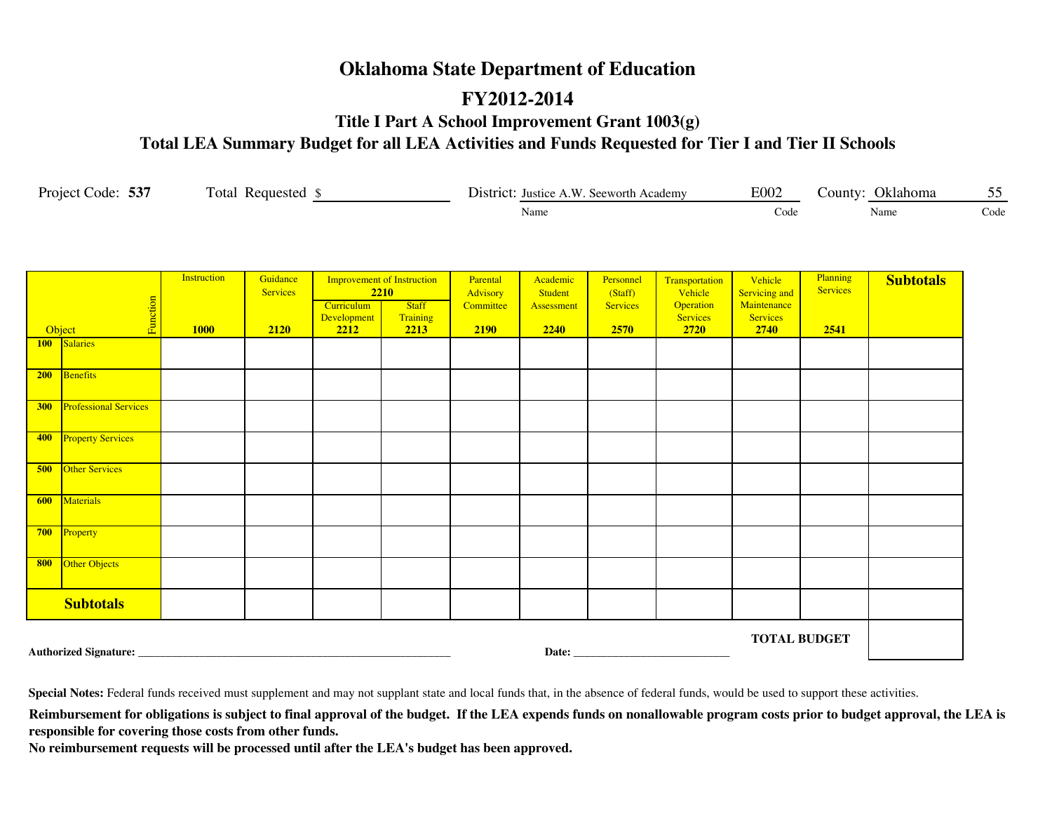# Oklahoma State Department of Education

## FY2012-2014

### Title I Part A School Improvement Grant 1003(g)

### Total LEA Summary Budget for all LEA Activities and Funds Requested for Tier I and Tier II Schools

Project Code: **537**    Total Requested $ ____________    District: Justice A.W. Seeworth Academy (Name) E002 (Code)    County: Oklahoma (Name) 55 (Code)

| Object / Function | | Instruction 1000 | Guidance Services 2120 | Improvement of Instruction 2210 | | Parental Advisory Committee 2190 | Academic Student Assessment 2240 | Personnel (Staff) Services 2570 | Transportation Vehicle Operation Services 2720 | Vehicle Servicing and Maintenance Services 2740 | Planning Services 2541 | **Subtotals** |
|---|---|---|---|---|---|---|---|---|---|---|---|---|
| | | | | Curriculum Development 2212 | Staff Training 2213 | | | | | | | |
| 100 | Salaries | | | | | | | | | | | |
| 200 | Benefits | | | | | | | | | | | |
| 300 | Professional Services | | | | | | | | | | | |
| 400 | Property Services | | | | | | | | | | | |
| 500 | Other Services | | | | | | | | | | | |
| 600 | Materials | | | | | | | | | | | |
| 700 | Property | | | | | | | | | | | |
| 800 | Other Objects | | | | | | | | | | | |
| **Subtotals** | | | | | | | | | | | | |
| | | | | | | | | | | | **TOTAL BUDGET** | |

**Authorized Signature:** ______________________________    **Date:** ______________

**Special Notes:** Federal funds received must supplement and may not supplant state and local funds that, in the absence of federal funds, would be used to support these activities.

**Reimbursement for obligations is subject to final approval of the budget. If the LEA expends funds on nonallowable program costs prior to budget approval, the LEA is responsible for covering those costs from other funds.**

**No reimbursement requests will be processed until after the LEA's budget has been approved.**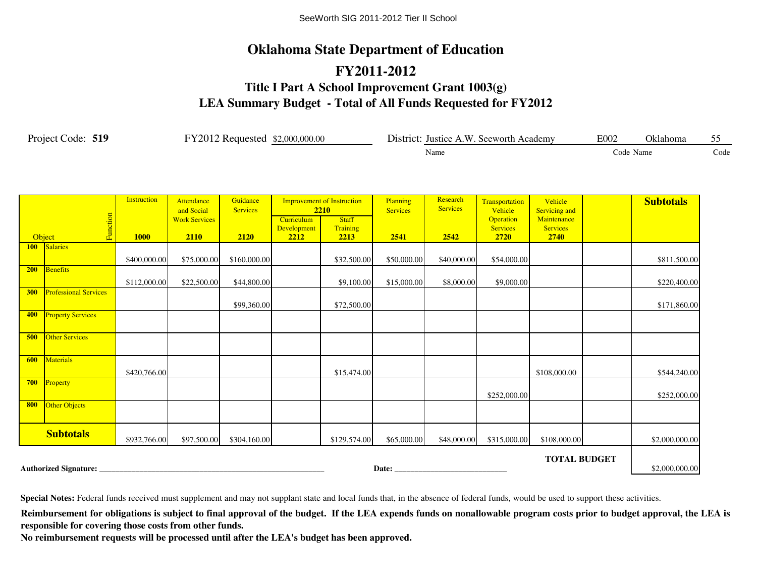# Oklahoma State Department of Education

## FY2011-2012

### Title I Part A School Improvement Grant 1003(g)

### LEA Summary Budget - Total of All Funds Requested for FY2012

Project Code: **519** FY2012 Requested $2,000,000.00 District: Justice A.W. Seeworth Academy (Name) E002 (Code) Oklahoma (Name) 55 (Code)

| Object | | Instruction 1000 | Attendance and Social Work Services 2110 | Guidance Services 2120 | Improvement of Instruction 2210: Curriculum Development 2212 | Improvement of Instruction 2210: Staff Training 2213 | Planning Services 2541 | Research Services 2542 | Transportation Vehicle Operation Services 2720 | Vehicle Servicing and Maintenance Services 2740 | | Subtotals |
|---|---|---|---|---|---|---|---|---|---|---|---|---|
| 100 | Salaries | $400,000.00 | $75,000.00 | $160,000.00 | | $32,500.00 | $50,000.00 | $40,000.00 | $54,000.00 | | | $811,500.00 |
| 200 | Benefits | $112,000.00 | $22,500.00 | $44,800.00 | | $9,100.00 | $15,000.00 | $8,000.00 | $9,000.00 | | | $220,400.00 |
| 300 | Professional Services | | | $99,360.00 | | $72,500.00 | | | | | | $171,860.00 |
| 400 | Property Services | | | | | | | | | | | |
| 500 | Other Services | | | | | | | | | | | |
| 600 | Materials | $420,766.00 | | | | $15,474.00 | | | | $108,000.00 | | $544,240.00 |
| 700 | Property | | | | | | | | $252,000.00 | | | $252,000.00 |
| 800 | Other Objects | | | | | | | | | | | |
| **Subtotals** | | $932,766.00 | $97,500.00 | $304,160.00 | | $129,574.00 | $65,000.00 | $48,000.00 | $315,000.00 | $108,000.00 | | $2,000,000.00 |

**TOTAL BUDGET** $2,000,000.00

**Authorized Signature:** ____________________ **Date:** ____________________

**Special Notes:** Federal funds received must supplement and may not supplant state and local funds that, in the absence of federal funds, would be used to support these activities.

**Reimbursement for obligations is subject to final approval of the budget. If the LEA expends funds on nonallowable program costs prior to budget approval, the LEA is responsible for covering those costs from other funds.**

**No reimbursement requests will be processed until after the LEA's budget has been approved.**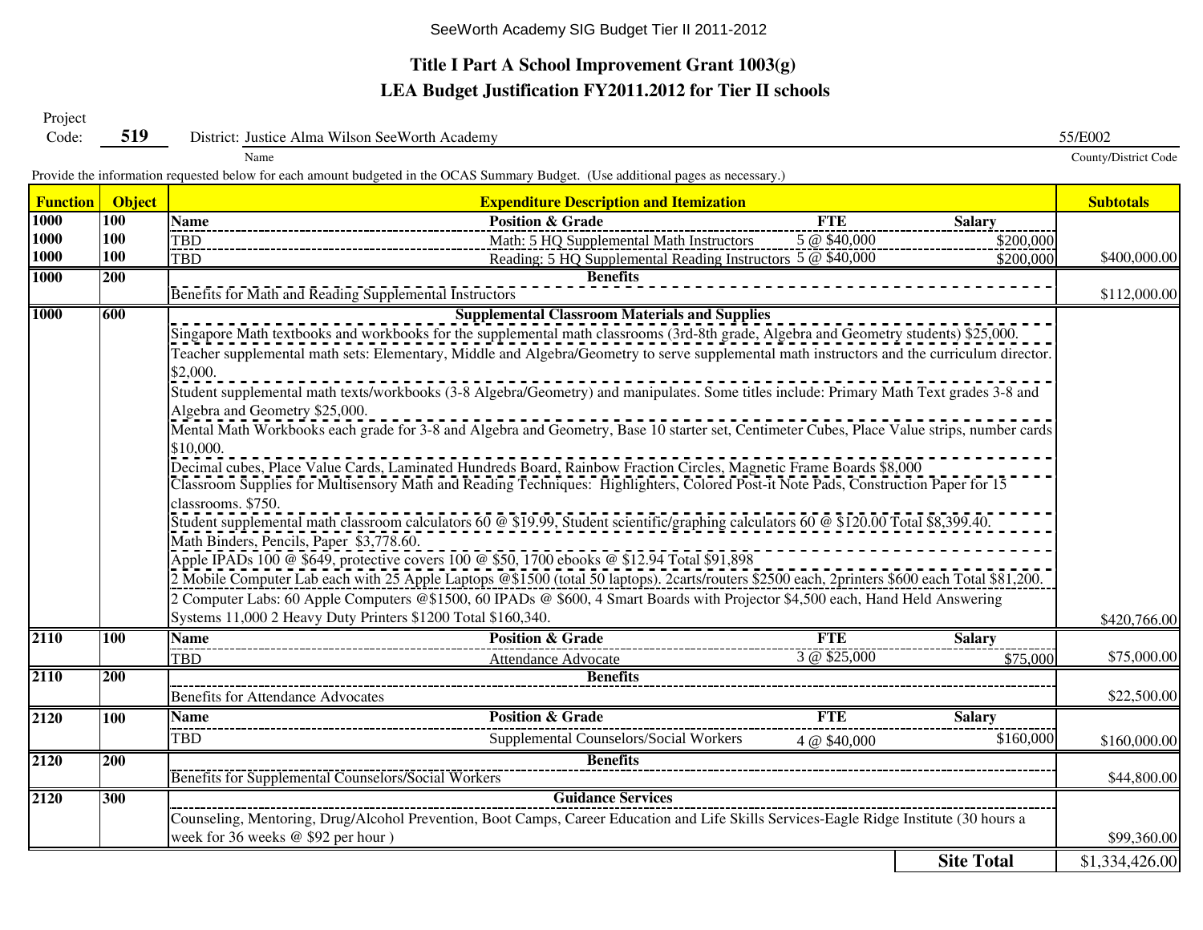SeeWorth Academy SIG Budget Tier II 2011-2012

# Title I Part A School Improvement Grant 1003(g)

## LEA Budget Justification FY2011.2012 for Tier II schools

Project Code: **519** District: Justice Alma Wilson SeeWorth Academy (Name) 55/E002 (County/District Code)

Provide the information requested below for each amount budgeted in the OCAS Summary Budget. (Use additional pages as necessary.)

| Function | Object | Expenditure Description and Itemization | | | | Subtotals |
|---|---|---|---|---|---|---|
| 1000 | 100 | **Name** | **Position & Grade** | **FTE** | **Salary** | |
| 1000 | 100 | TBD | Math: 5 HQ Supplemental Math Instructors | 5 @ $40,000 | $200,000 | |
| 1000 | 100 | TBD | Reading: 5 HQ Supplemental Reading Instructors | 5 @ $40,000 | $200,000 | $400,000.00 |
| 1000 | 200 | **Benefits** | | | | |
| | | Benefits for Math and Reading Supplemental Instructors | | | | $112,000.00 |
| 1000 | 600 | **Supplemental Classroom Materials and Supplies** | | | | |
| | | Singapore Math textbooks and workbooks for the supplemental math classrooms (3rd-8th grade, Algebra and Geometry students) $25,000. | | | | |
| | | Teacher supplemental math sets: Elementary, Middle and Algebra/Geometry to serve supplemental math instructors and the curriculum director. $2,000. | | | | |
| | | Student supplemental math texts/workbooks (3-8 Algebra/Geometry) and manipulates. Some titles include: Primary Math Text grades 3-8 and Algebra and Geometry $25,000. | | | | |
| | | Mental Math Workbooks each grade for 3-8 and Algebra and Geometry, Base 10 starter set, Centimeter Cubes, Place Value strips, number cards $10,000. | | | | |
| | | Decimal cubes, Place Value Cards, Laminated Hundreds Board, Rainbow Fraction Circles, Magnetic Frame Boards $8,000 | | | | |
| | | Classroom Supplies for Multisensory Math and Reading Techniques: Highlighters, Colored Post-it Note Pads, Construction Paper for 15 classrooms. $750. | | | | |
| | | Student supplemental math classroom calculators 60 @ $19.99, Student scientific/graphing calculators 60 @ $120.00 Total $8,399.40. | | | | |
| | | Math Binders, Pencils, Paper $3,778.60. | | | | |
| | | Apple IPADs 100 @ $649, protective covers 100 @ $50, 1700 ebooks @ $12.94 Total $91,898 | | | | |
| | | 2 Mobile Computer Lab each with 25 Apple Laptops @$1500 (total 50 laptops). 2carts/routers $2500 each, 2printers $600 each Total $81,200. | | | | |
| | | 2 Computer Labs: 60 Apple Computers @$1500, 60 IPADs @ $600, 4 Smart Boards with Projector $4,500 each, Hand Held Answering Systems 11,000 2 Heavy Duty Printers $1200 Total $160,340. | | | | $420,766.00 |
| 2110 | 100 | **Name** | **Position & Grade** | **FTE** | **Salary** | |
| | | TBD | Attendance Advocate | 3 @ $25,000 | $75,000 | $75,000.00 |
| 2110 | 200 | **Benefits** | | | | |
| | | Benefits for Attendance Advocates | | | | $22,500.00 |
| 2120 | 100 | **Name** | **Position & Grade** | **FTE** | **Salary** | |
| | | TBD | Supplemental Counselors/Social Workers | 4 @ $40,000 | $160,000 | $160,000.00 |
| 2120 | 200 | **Benefits** | | | | |
| | | Benefits for Supplemental Counselors/Social Workers | | | | $44,800.00 |
| 2120 | 300 | **Guidance Services** | | | | |
| | | Counseling, Mentoring, Drug/Alcohol Prevention, Boot Camps, Career Education and Life Skills Services-Eagle Ridge Institute (30 hours a week for 36 weeks @ $92 per hour ) | | | | $99,360.00 |
| | | | | | **Site Total** | $1,334,426.00 |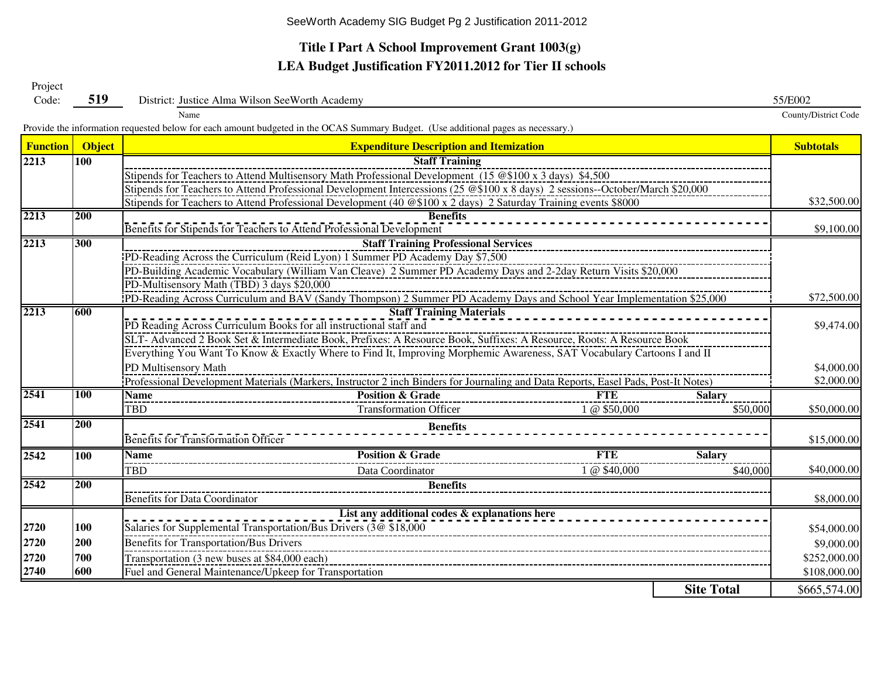SeeWorth Academy SIG Budget Pg 2 Justification 2011-2012

# Title I Part A School Improvement Grant 1003(g)

## LEA Budget Justification FY2011.2012 for Tier II schools

Project Code: **519** District: Justice Alma Wilson SeeWorth Academy (Name) 55/E002 (County/District Code)

Provide the information requested below for each amount budgeted in the OCAS Summary Budget. (Use additional pages as necessary.)

| Function | Object | Expenditure Description and Itemization | Subtotals |
|---|---|---|---|
| 2213 | 100 | **Staff Training** | |
| | | Stipends for Teachers to Attend Multisensory Math Professional Development (15 @$100 x 3 days) $4,500 | |
| | | Stipends for Teachers to Attend Professional Development Intercessions (25 @$100 x 8 days) 2 sessions--October/March $20,000 | |
| | | Stipends for Teachers to Attend Professional Development (40 @$100 x 2 days) 2 Saturday Training events $8000 | $32,500.00 |
| 2213 | 200 | **Benefits** | |
| | | Benefits for Stipends for Teachers to Attend Professional Development | $9,100.00 |
| 2213 | 300 | **Staff Training Professional Services** | |
| | | PD-Reading Across the Curriculum (Reid Lyon) 1 Summer PD Academy Day $7,500 | |
| | | PD-Building Academic Vocabulary (William Van Cleave) 2 Summer PD Academy Days and 2-2day Return Visits $20,000 | |
| | | PD-Multisensory Math (TBD) 3 days $20,000 | |
| | | PD-Reading Across Curriculum and BAV (Sandy Thompson) 2 Summer PD Academy Days and School Year Implementation $25,000 | $72,500.00 |
| 2213 | 600 | **Staff Training Materials** | |
| | | PD Reading Across Curriculum Books for all instructional staff and | $9,474.00 |
| | | SLT- Advanced 2 Book Set & Intermediate Book, Prefixes: A Resource Book, Suffixes: A Resource, Roots: A Resource Book | |
| | | Everything You Want To Know & Exactly Where to Find It, Improving Morphemic Awareness, SAT Vocabulary Cartoons I and II | |
| | | PD Multisensory Math | $4,000.00 |
| | | Professional Development Materials (Markers, Instructor 2 inch Binders for Journaling and Data Reports, Easel Pads, Post-It Notes) | $2,000.00 |
| 2541 | 100 | **Name** / **Position & Grade** / **FTE** / **Salary** | |
| | | TBD / Transformation Officer / 1 @ $50,000 / $50,000 | $50,000.00 |
| 2541 | 200 | **Benefits** | |
| | | Benefits for Transformation Officer | $15,000.00 |
| 2542 | 100 | **Name** / **Position & Grade** / **FTE** / **Salary** | |
| | | TBD / Data Coordinator / 1 @ $40,000 / $40,000 | $40,000.00 |
| 2542 | 200 | **Benefits** | |
| | | Benefits for Data Coordinator | $8,000.00 |
| | | **List any additional codes & explanations here** | |
| 2720 | 100 | Salaries for Supplemental Transportation/Bus Drivers (3@ $18,000 | $54,000.00 |
| 2720 | 200 | Benefits for Transportation/Bus Drivers | $9,000.00 |
| 2720 | 700 | Transportation (3 new buses at $84,000 each) | $252,000.00 |
| 2740 | 600 | Fuel and General Maintenance/Upkeep for Transportation | $108,000.00 |
| | | **Site Total** | $665,574.00 |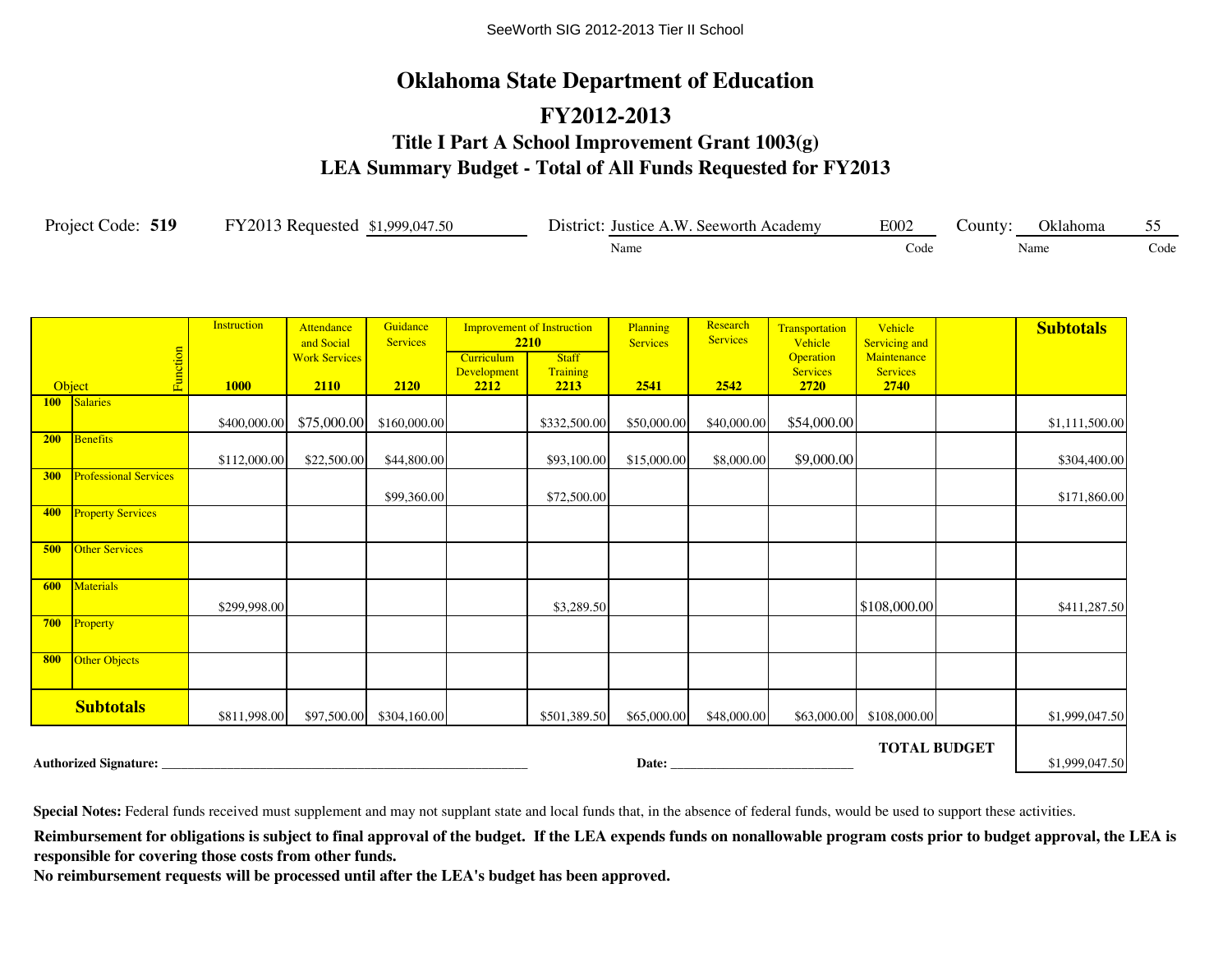# Oklahoma State Department of Education

## FY2012-2013

### Title I Part A School Improvement Grant 1003(g)

### LEA Summary Budget - Total of All Funds Requested for FY2013

Project Code: **519** FY2013 Requested $1,999,047.50 District: Justice A.W. Seeworth Academy (Name) E002 (Code) County: Oklahoma (Name) 55 (Code)

| Object \ Function | Instruction 1000 | Attendance and Social Work Services 2110 | Guidance Services 2120 | Improvement of Instruction 2210: Curriculum Development 2212 | Improvement of Instruction 2210: Staff Training 2213 | Planning Services 2541 | Research Services 2542 | Transportation Vehicle Operation Services 2720 | Vehicle Servicing and Maintenance Services 2740 | | **Subtotals** |
|---|---|---|---|---|---|---|---|---|---|---|---|
| **100** Salaries | $400,000.00 | $75,000.00 | $160,000.00 | | $332,500.00 | $50,000.00 | $40,000.00 | $54,000.00 | | | $1,111,500.00 |
| **200** Benefits | $112,000.00 | $22,500.00 | $44,800.00 | | $93,100.00 | $15,000.00 | $8,000.00 | $9,000.00 | | | $304,400.00 |
| **300** Professional Services | | | $99,360.00 | | $72,500.00 | | | | | | $171,860.00 |
| **400** Property Services | | | | | | | | | | | |
| **500** Other Services | | | | | | | | | | | |
| **600** Materials | $299,998.00 | | | | $3,289.50 | | | | $108,000.00 | | $411,287.50 |
| **700** Property | | | | | | | | | | | |
| **800** Other Objects | | | | | | | | | | | |
| **Subtotals** | $811,998.00 | $97,500.00 | $304,160.00 | | $501,389.50 | $65,000.00 | $48,000.00 | $63,000.00 | $108,000.00 | | $1,999,047.50 |

**TOTAL BUDGET** $1,999,047.50

**Authorized Signature:** ____________________ **Date:** ____________________

**Special Notes:** Federal funds received must supplement and may not supplant state and local funds that, in the absence of federal funds, would be used to support these activities.

**Reimbursement for obligations is subject to final approval of the budget. If the LEA expends funds on nonallowable program costs prior to budget approval, the LEA is responsible for covering those costs from other funds.**

**No reimbursement requests will be processed until after the LEA's budget has been approved.**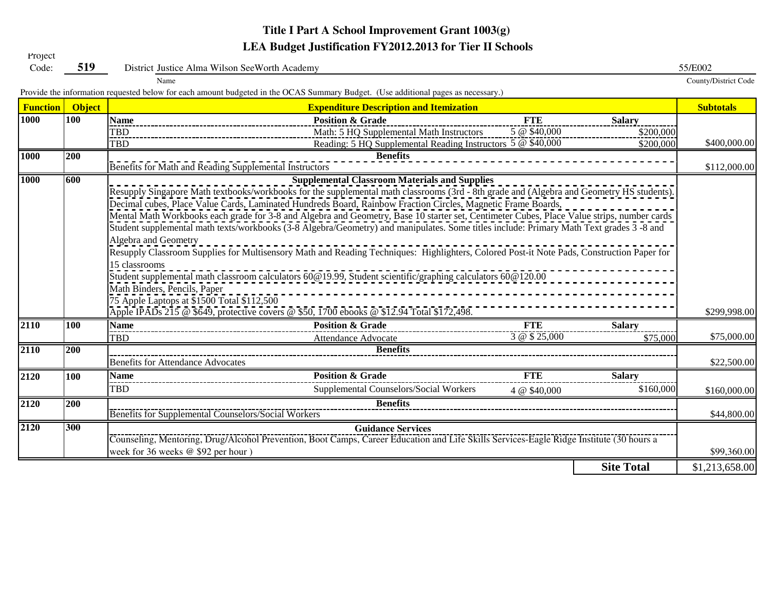# Title I Part A School Improvement Grant 1003(g)

## LEA Budget Justification FY2012.2013 for Tier II Schools

Project Code: **519** District Justice Alma Wilson SeeWorth Academy 55/E002

Name County/District Code

Provide the information requested below for each amount budgeted in the OCAS Summary Budget. (Use additional pages as necessary.)

| Function | Object | Expenditure Description and Itemization | | | | Subtotals |
|---|---|---|---|---|---|---|
| 1000 | 100 | **Name** | **Position & Grade** | **FTE** | **Salary** | |
| | | TBD | Math: 5 HQ Supplemental Math Instructors | 5 @ $40,000 | $200,000 | |
| | | TBD | Reading: 5 HQ Supplemental Reading Instructors | 5 @ $40,000 | $200,000 | $400,000.00 |
| 1000 | 200 | **Benefits** | | | | |
| | | Benefits for Math and Reading Supplemental Instructors | | | | $112,000.00 |
| 1000 | 600 | **Supplemental Classroom Materials and Supplies** | | | | |
| | | Resupply Singapore Math textbooks/workbooks for the supplemental math classrooms (3rd - 8th grade and (Algebra and Geometry HS students). | | | | |
| | | Decimal cubes, Place Value Cards, Laminated Hundreds Board, Rainbow Fraction Circles, Magnetic Frame Boards, | | | | |
| | | Mental Math Workbooks each grade for 3-8 and Algebra and Geometry, Base 10 starter set, Centimeter Cubes, Place Value strips, number cards | | | | |
| | | Student supplemental math texts/workbooks (3-8 Algebra/Geometry) and manipulates. Some titles include: Primary Math Text grades 3 -8 and Algebra and Geometry | | | | |
| | | Resupply Classroom Supplies for Multisensory Math and Reading Techniques: Highlighters, Colored Post-it Note Pads, Construction Paper for 15 classrooms | | | | |
| | | Student supplemental math classroom calculators 60@19.99, Student scientific/graphing calculators 60@120.00 | | | | |
| | | Math Binders, Pencils, Paper | | | | |
| | | 75 Apple Laptops at $1500 Total $112,500 | | | | |
| | | Apple IPADs 215 @ $649, protective covers @ $50, 1700 ebooks @ $12.94 Total $172,498. | | | | $299,998.00 |
| 2110 | 100 | **Name** | **Position & Grade** | **FTE** | **Salary** | |
| | | TBD | Attendance Advocate | 3 @ $ 25,000 | $75,000 | $75,000.00 |
| 2110 | 200 | **Benefits** | | | | |
| | | Benefits for Attendance Advocates | | | | $22,500.00 |
| 2120 | 100 | **Name** | **Position & Grade** | **FTE** | **Salary** | |
| | | TBD | Supplemental Counselors/Social Workers | 4 @ $40,000 | $160,000 | $160,000.00 |
| 2120 | 200 | **Benefits** | | | | |
| | | Benefits for Supplemental Counselors/Social Workers | | | | $44,800.00 |
| 2120 | 300 | **Guidance Services** | | | | |
| | | Counseling, Mentoring, Drug/Alcohol Prevention, Boot Camps, Career Education and Life Skills Services-Eagle Ridge Institute (30 hours a week for 36 weeks @ $92 per hour ) | | | | $99,360.00 |
| | | | | | **Site Total** | $1,213,658.00 |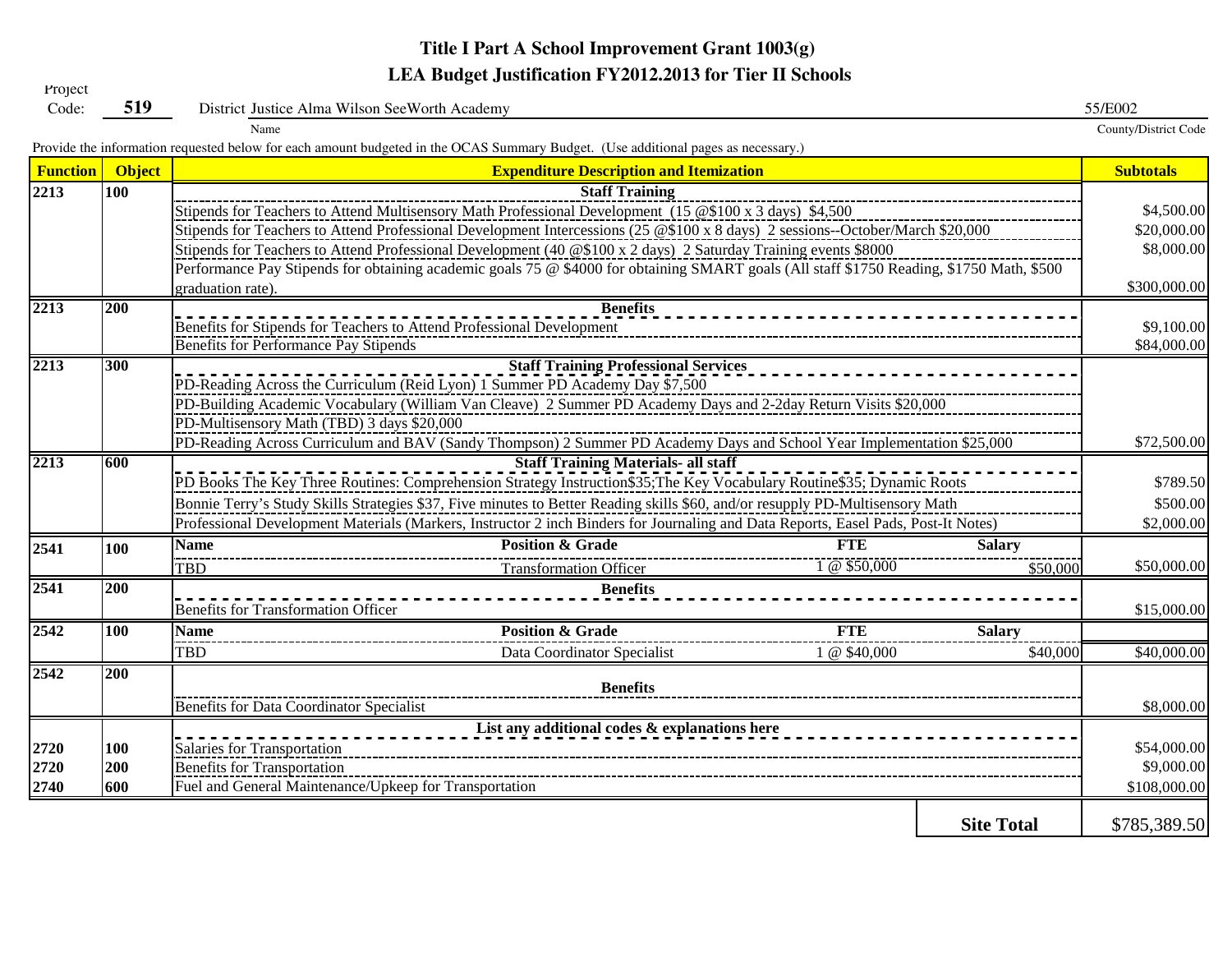# Title I Part A School Improvement Grant 1003(g)

## LEA Budget Justification FY2012.2013 for Tier II Schools

Project Code: **519** District Justice Alma Wilson SeeWorth Academy 55/E002

Name County/District Code

Provide the information requested below for each amount budgeted in the OCAS Summary Budget. (Use additional pages as necessary.)

| Function | Object | Expenditure Description and Itemization | Subtotals |
|---|---|---|---|
| 2213 | 100 | **Staff Training** | |
| | | Stipends for Teachers to Attend Multisensory Math Professional Development (15 @$100 x 3 days) $4,500 | $4,500.00 |
| | | Stipends for Teachers to Attend Professional Development Intercessions (25 @$100 x 8 days) 2 sessions--October/March $20,000 | $20,000.00 |
| | | Stipends for Teachers to Attend Professional Development (40 @$100 x 2 days) 2 Saturday Training events $8000 | $8,000.00 |
| | | Performance Pay Stipends for obtaining academic goals 75 @ $4000 for obtaining SMART goals (All staff $1750 Reading, $1750 Math, $500 graduation rate). | $300,000.00 |
| 2213 | 200 | **Benefits** | |
| | | Benefits for Stipends for Teachers to Attend Professional Development | $9,100.00 |
| | | Benefits for Performance Pay Stipends | $84,000.00 |
| 2213 | 300 | **Staff Training Professional Services** | |
| | | PD-Reading Across the Curriculum (Reid Lyon) 1 Summer PD Academy Day $7,500 | |
| | | PD-Building Academic Vocabulary (William Van Cleave) 2 Summer PD Academy Days and 2-2day Return Visits $20,000 | |
| | | PD-Multisensory Math (TBD) 3 days $20,000 | |
| | | PD-Reading Across Curriculum and BAV (Sandy Thompson) 2 Summer PD Academy Days and School Year Implementation $25,000 | $72,500.00 |
| 2213 | 600 | **Staff Training Materials- all staff** | |
| | | PD Books The Key Three Routines: Comprehension Strategy Instruction$35;The Key Vocabulary Routine$35; Dynamic Roots | $789.50 |
| | | Bonnie Terry's Study Skills Strategies $37, Five minutes to Better Reading skills $60, and/or resupply PD-Multisensory Math | $500.00 |
| | | Professional Development Materials (Markers, Instructor 2 inch Binders for Journaling and Data Reports, Easel Pads, Post-It Notes) | $2,000.00 |
| 2541 | 100 | **Name** / **Position & Grade** / **FTE** / **Salary** | |
| | | TBD / Transformation Officer / 1 @ $50,000 / $50,000 | $50,000.00 |
| 2541 | 200 | **Benefits** | |
| | | Benefits for Transformation Officer | $15,000.00 |
| 2542 | 100 | **Name** / **Position & Grade** / **FTE** / **Salary** | |
| | | TBD / Data Coordinator Specialist / 1 @ $40,000 / $40,000 | $40,000.00 |
| 2542 | 200 | **Benefits** | |
| | | Benefits for Data Coordinator Specialist | $8,000.00 |
| | | **List any additional codes & explanations here** | |
| 2720 | 100 | Salaries for Transportation | $54,000.00 |
| 2720 | 200 | Benefits for Transportation | $9,000.00 |
| 2740 | 600 | Fuel and General Maintenance/Upkeep for Transportation | $108,000.00 |
| | | **Site Total** | $785,389.50 |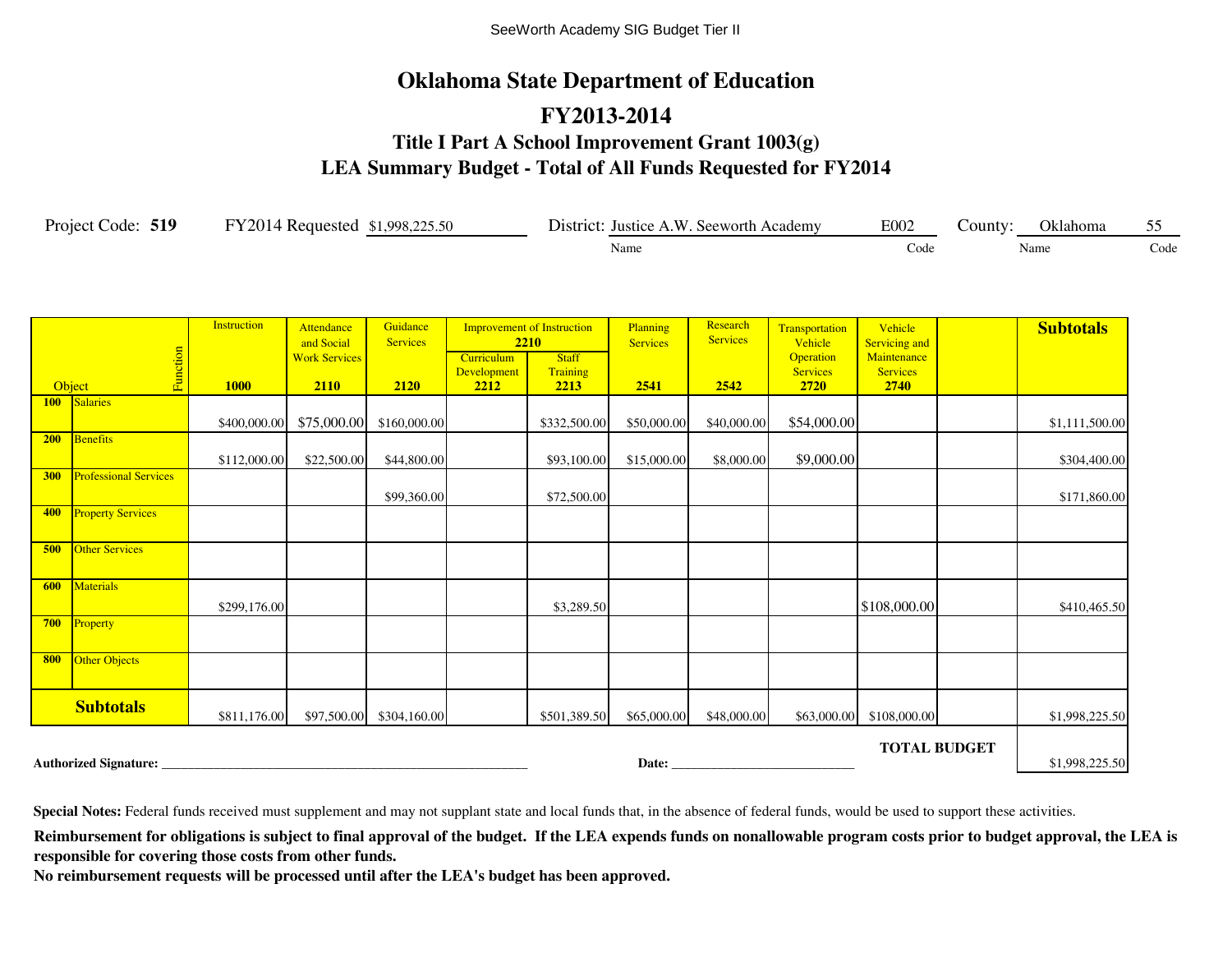SeeWorth Academy SIG Budget Tier II

# Oklahoma State Department of Education

## FY2013-2014

### Title I Part A School Improvement Grant 1003(g)

### LEA Summary Budget - Total of All Funds Requested for FY2014

Project Code: **519** FY2014 Requested $1,998,225.50 District: Justice A.W. Seeworth Academy (Name) E002 (Code) County: Oklahoma (Name) 55 (Code)

| Object / Function | Instruction 1000 | Attendance and Social Work Services 2110 | Guidance Services 2120 | Improvement of Instruction 2210: Curriculum Development 2212 | Improvement of Instruction 2210: Staff Training 2213 | Planning Services 2541 | Research Services 2542 | Transportation Vehicle Operation Services 2720 | Vehicle Servicing and Maintenance Services 2740 | | **Subtotals** |
|---|---|---|---|---|---|---|---|---|---|---|---|
| 100 Salaries | $400,000.00 | $75,000.00 | $160,000.00 | | $332,500.00 | $50,000.00 | $40,000.00 | $54,000.00 | | | $1,111,500.00 |
| 200 Benefits | $112,000.00 | $22,500.00 | $44,800.00 | | $93,100.00 | $15,000.00 | $8,000.00 | $9,000.00 | | | $304,400.00 |
| 300 Professional Services | | | $99,360.00 | | $72,500.00 | | | | | | $171,860.00 |
| 400 Property Services | | | | | | | | | | | |
| 500 Other Services | | | | | | | | | | | |
| 600 Materials | $299,176.00 | | | | $3,289.50 | | | | $108,000.00 | | $410,465.50 |
| 700 Property | | | | | | | | | | | |
| 800 Other Objects | | | | | | | | | | | |
| **Subtotals** | $811,176.00 | $97,500.00 | $304,160.00 | | $501,389.50 | $65,000.00 | $48,000.00 | $63,000.00 | $108,000.00 | | $1,998,225.50 |

**TOTAL BUDGET** $1,998,225.50

**Authorized Signature:** ______________________________ **Date:** ____________________

**Special Notes:** Federal funds received must supplement and may not supplant state and local funds that, in the absence of federal funds, would be used to support these activities.

**Reimbursement for obligations is subject to final approval of the budget. If the LEA expends funds on nonallowable program costs prior to budget approval, the LEA is responsible for covering those costs from other funds.**

**No reimbursement requests will be processed until after the LEA's budget has been approved.**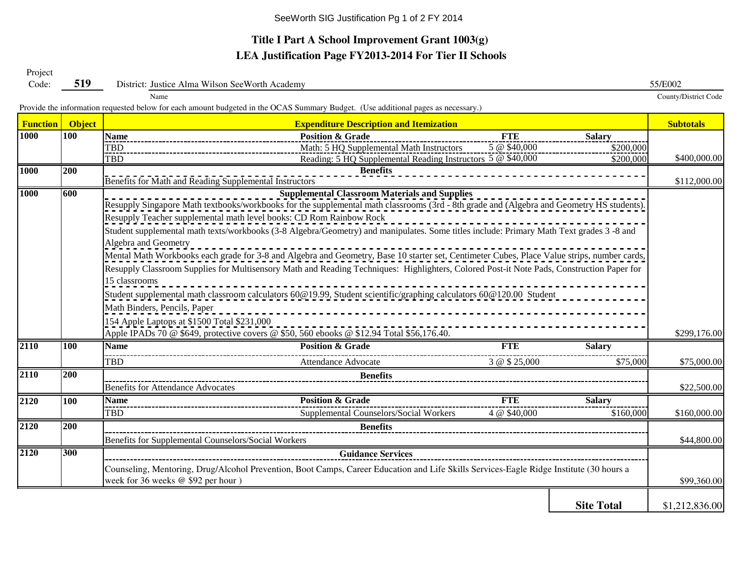SeeWorth SIG Justification Pg 1 of 2 FY 2014

# Title I Part A School Improvement Grant 1003(g)

## LEA Justification Page FY2013-2014 For Tier II Schools

Project Code: **519** District: Justice Alma Wilson SeeWorth Academy 55/E002

Name County/District Code

Provide the information requested below for each amount budgeted in the OCAS Summary Budget. (Use additional pages as necessary.)

| Function | Object | Expenditure Description and Itemization | | | | Subtotals |
|---|---|---|---|---|---|---|
| **1000** | **100** | **Name** | **Position & Grade** | **FTE** | **Salary** | |
| | | TBD | Math: 5 HQ Supplemental Math Instructors | 5 @ $40,000 | $200,000 | |
| | | TBD | Reading: 5 HQ Supplemental Reading Instructors | 5 @ $40,000 | $200,000 | $400,000.00 |
| **1000** | **200** | **Benefits** | | | | |
| | | Benefits for Math and Reading Supplemental Instructors | | | | $112,000.00 |
| **1000** | **600** | **Supplemental Classroom Materials and Supplies** | | | | |
| | | Resupply Singapore Math textbooks/workbooks for the supplemental math classrooms (3rd - 8th grade and (Algebra and Geometry HS students). | | | | |
| | | Resupply Teacher supplemental math level books: CD Rom Rainbow Rock | | | | |
| | | Student supplemental math texts/workbooks (3-8 Algebra/Geometry) and manipulates. Some titles include: Primary Math Text grades 3 -8 and Algebra and Geometry | | | | |
| | | Mental Math Workbooks each grade for 3-8 and Algebra and Geometry, Base 10 starter set, Centimeter Cubes, Place Value strips, number cards, | | | | |
| | | Resupply Classroom Supplies for Multisensory Math and Reading Techniques: Highlighters, Colored Post-it Note Pads, Construction Paper for 15 classrooms | | | | |
| | | Student supplemental math classroom calculators 60@19.99, Student scientific/graphing calculators 60@120.00 Student | | | | |
| | | Math Binders, Pencils, Paper | | | | |
| | | 154 Apple Laptops at $1500 Total $231,000 | | | | |
| | | Apple IPADs 70 @ $649, protective covers @ $50, 560 ebooks @ $12.94 Total $56,176.40. | | | | $299,176.00 |
| **2110** | **100** | **Name** | **Position & Grade** | **FTE** | **Salary** | |
| | | TBD | Attendance Advocate | 3 @ $ 25,000 | $75,000 | $75,000.00 |
| **2110** | **200** | **Benefits** | | | | |
| | | Benefits for Attendance Advocates | | | | $22,500.00 |
| **2120** | **100** | **Name** | **Position & Grade** | **FTE** | **Salary** | |
| | | TBD | Supplemental Counselors/Social Workers | 4 @ $40,000 | $160,000 | $160,000.00 |
| **2120** | **200** | **Benefits** | | | | |
| | | Benefits for Supplemental Counselors/Social Workers | | | | $44,800.00 |
| **2120** | **300** | **Guidance Services** | | | | |
| | | Counseling, Mentoring, Drug/Alcohol Prevention, Boot Camps, Career Education and Life Skills Services-Eagle Ridge Institute (30 hours a week for 36 weeks @ $92 per hour ) | | | | $99,360.00 |
| | | | | | **Site Total** | $1,212,836.00 |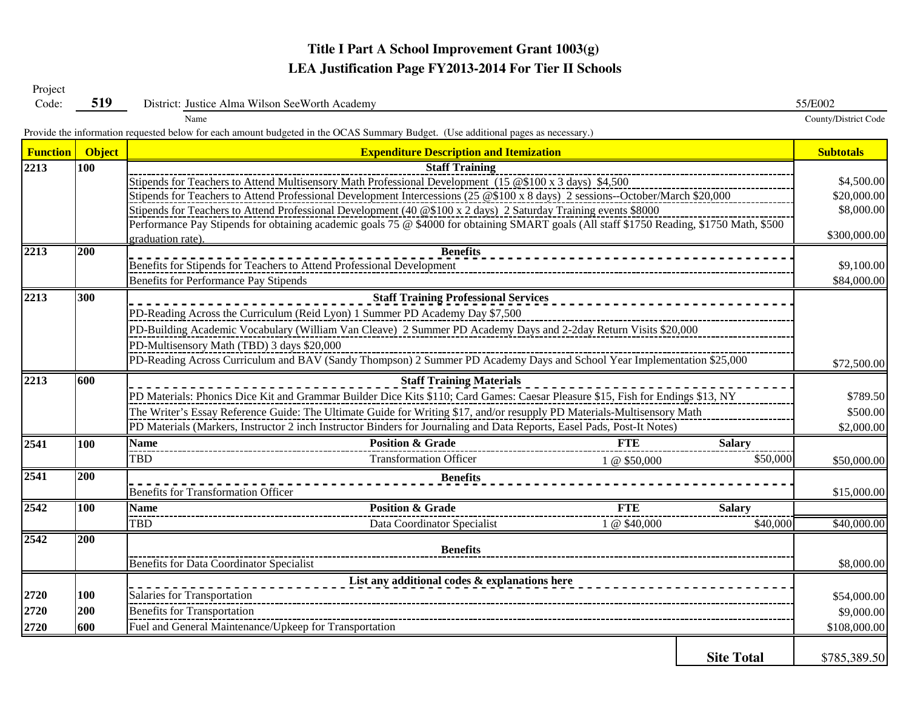# Title I Part A School Improvement Grant 1003(g)

## LEA Justification Page FY2013-2014 For Tier II Schools

Project Code: **519** District: Justice Alma Wilson SeeWorth Academy (Name) 55/E002 (County/District Code)

Provide the information requested below for each amount budgeted in the OCAS Summary Budget. (Use additional pages as necessary.)

| Function | Object | Expenditure Description and Itemization | | | | Subtotals |
|---|---|---|---|---|---|---|
| 2213 | 100 | **Staff Training** | | | | |
| | | Stipends for Teachers to Attend Multisensory Math Professional Development (15 @$100 x 3 days) $4,500 | | | | $4,500.00 |
| | | Stipends for Teachers to Attend Professional Development Intercessions (25 @$100 x 8 days) 2 sessions--October/March $20,000 | | | | $20,000.00 |
| | | Stipends for Teachers to Attend Professional Development (40 @$100 x 2 days) 2 Saturday Training events $8000 | | | | $8,000.00 |
| | | Performance Pay Stipends for obtaining academic goals 75 @ $4000 for obtaining SMART goals (All staff $1750 Reading, $1750 Math, $500 graduation rate). | | | | $300,000.00 |
| 2213 | 200 | **Benefits** | | | | |
| | | Benefits for Stipends for Teachers to Attend Professional Development | | | | $9,100.00 |
| | | Benefits for Performance Pay Stipends | | | | $84,000.00 |
| 2213 | 300 | **Staff Training Professional Services** | | | | |
| | | PD-Reading Across the Curriculum (Reid Lyon) 1 Summer PD Academy Day $7,500 | | | | |
| | | PD-Building Academic Vocabulary (William Van Cleave) 2 Summer PD Academy Days and 2-2day Return Visits $20,000 | | | | |
| | | PD-Multisensory Math (TBD) 3 days $20,000 | | | | |
| | | PD-Reading Across Curriculum and BAV (Sandy Thompson) 2 Summer PD Academy Days and School Year Implementation $25,000 | | | | $72,500.00 |
| 2213 | 600 | **Staff Training Materials** | | | | |
| | | PD Materials: Phonics Dice Kit and Grammar Builder Dice Kits $110; Card Games: Caesar Pleasure $15, Fish for Endings $13, NY | | | | $789.50 |
| | | The Writer's Essay Reference Guide: The Ultimate Guide for Writing $17, and/or resupply PD Materials-Multisensory Math | | | | $500.00 |
| | | PD Materials (Markers, Instructor 2 inch Instructor Binders for Journaling and Data Reports, Easel Pads, Post-It Notes) | | | | $2,000.00 |
| 2541 | 100 | **Name** | **Position & Grade** | **FTE** | **Salary** | |
| | | TBD | Transformation Officer | 1 @ $50,000 | $50,000 | $50,000.00 |
| 2541 | 200 | **Benefits** | | | | |
| | | Benefits for Transformation Officer | | | | $15,000.00 |
| 2542 | 100 | **Name** | **Position & Grade** | **FTE** | **Salary** | |
| | | TBD | Data Coordinator Specialist | 1 @ $40,000 | $40,000 | $40,000.00 |
| 2542 | 200 | **Benefits** | | | | |
| | | Benefits for Data Coordinator Specialist | | | | $8,000.00 |
| | | **List any additional codes & explanations here** | | | | |
| 2720 | 100 | Salaries for Transportation | | | | $54,000.00 |
| 2720 | 200 | Benefits for Transportation | | | | $9,000.00 |
| 2720 | 600 | Fuel and General Maintenance/Upkeep for Transportation | | | | $108,000.00 |
| | | | | | **Site Total** | $785,389.50 |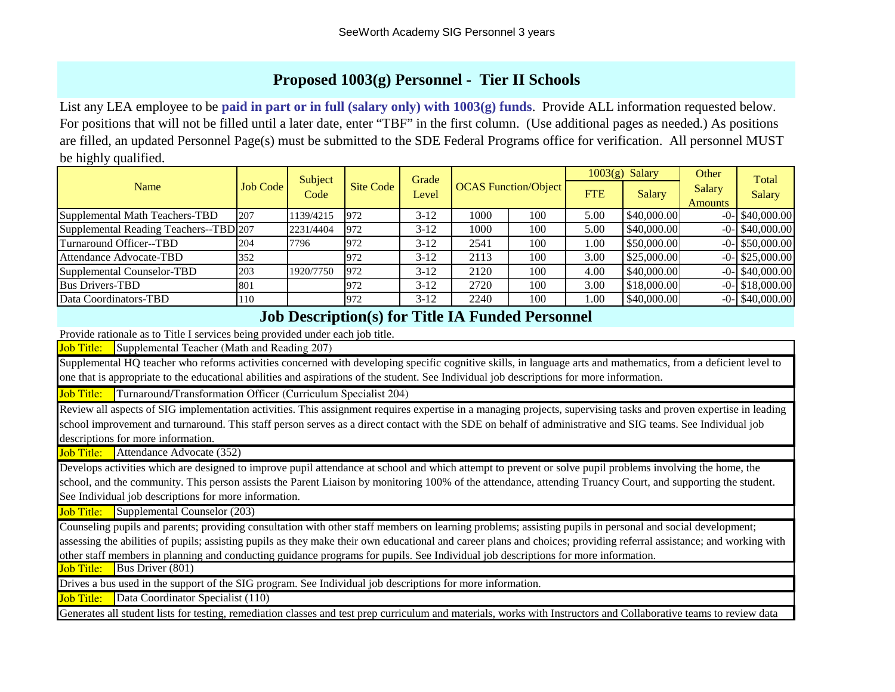SeeWorth Academy SIG Personnel 3 years

## Proposed 1003(g) Personnel - Tier II Schools

List any LEA employee to be **paid in part or in full (salary only) with 1003(g) funds**. Provide ALL information requested below. For positions that will not be filled until a later date, enter "TBF" in the first column. (Use additional pages as needed.) As positions are filled, an updated Personnel Page(s) must be submitted to the SDE Federal Programs office for verification. All personnel MUST be highly qualified.

| Name | Job Code | Subject Code | Site Code | Grade Level | OCAS Function/Object | | 1003(g) Salary | | Other Salary Amounts | Total Salary |
|---|---|---|---|---|---|---|---|---|---|---|
| | | | | | | | FTE | Salary | | |
| Supplemental Math Teachers-TBD | 207 | 1139/4215 | 972 | 3-12 | 1000 | 100 | 5.00 | $40,000.00 | -0- | $40,000.00 |
| Supplemental Reading Teachers--TBD | 207 | 2231/4404 | 972 | 3-12 | 1000 | 100 | 5.00 | $40,000.00 | -0- | $40,000.00 |
| Turnaround Officer--TBD | 204 | 7796 | 972 | 3-12 | 2541 | 100 | 1.00 | $50,000.00 | -0- | $50,000.00 |
| Attendance Advocate-TBD | 352 | | 972 | 3-12 | 2113 | 100 | 3.00 | $25,000.00 | -0- | $25,000.00 |
| Supplemental Counselor-TBD | 203 | 1920/7750 | 972 | 3-12 | 2120 | 100 | 4.00 | $40,000.00 | -0- | $40,000.00 |
| Bus Drivers-TBD | 801 | | 972 | 3-12 | 2720 | 100 | 3.00 | $18,000.00 | -0- | $18,000.00 |
| Data Coordinators-TBD | 110 | | 972 | 3-12 | 2240 | 100 | 1.00 | $40,000.00 | -0- | $40,000.00 |

## Job Description(s) for Title IA Funded Personnel

Provide rationale as to Title I services being provided under each job title.

**Job Title:** Supplemental Teacher (Math and Reading 207)

Supplemental HQ teacher who reforms activities concerned with developing specific cognitive skills, in language arts and mathematics, from a deficient level to one that is appropriate to the educational abilities and aspirations of the student. See Individual job descriptions for more information.

**Job Title:** Turnaround/Transformation Officer (Curriculum Specialist 204)

Review all aspects of SIG implementation activities. This assignment requires expertise in a managing projects, supervising tasks and proven expertise in leading school improvement and turnaround. This staff person serves as a direct contact with the SDE on behalf of administrative and SIG teams. See Individual job descriptions for more information.

**Job Title:** Attendance Advocate (352)

Develops activities which are designed to improve pupil attendance at school and which attempt to prevent or solve pupil problems involving the home, the school, and the community. This person assists the Parent Liaison by monitoring 100% of the attendance, attending Truancy Court, and supporting the student. See Individual job descriptions for more information.

**Job Title:** Supplemental Counselor (203)

Counseling pupils and parents; providing consultation with other staff members on learning problems; assisting pupils in personal and social development; assessing the abilities of pupils; assisting pupils as they make their own educational and career plans and choices; providing referral assistance; and working with other staff members in planning and conducting guidance programs for pupils. See Individual job descriptions for more information.

**Job Title:** Bus Driver (801)

Drives a bus used in the support of the SIG program. See Individual job descriptions for more information.

**Job Title:** Data Coordinator Specialist (110)

Generates all student lists for testing, remediation classes and test prep curriculum and materials, works with Instructors and Collaborative teams to review data